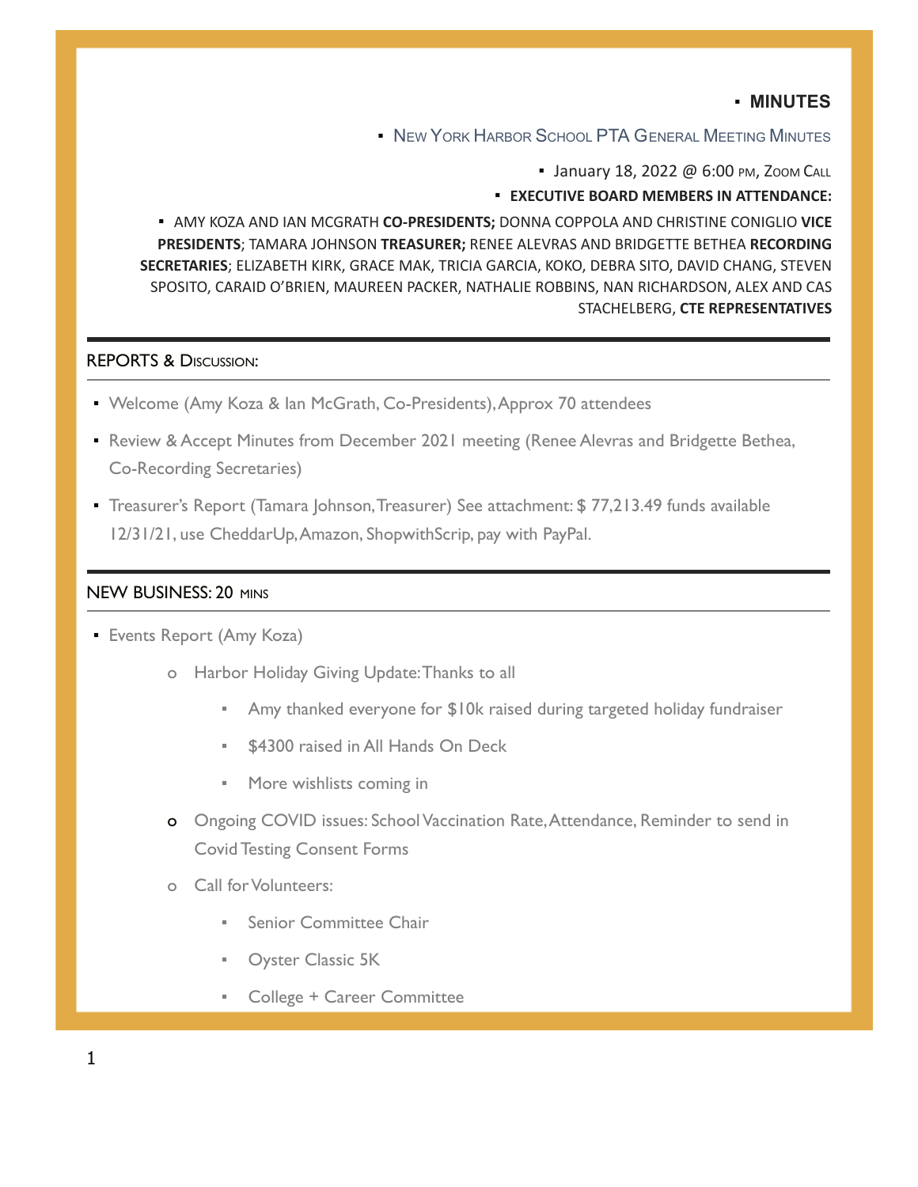# MINUTES

## New York Harbor School PTA General Meeting Minutes

January 18, 2022 @ 6:00 PM, Zoom Call

**EXECUTIVE BOARD MEMBERS IN ATTENDANCE:**

AMY KOZA AND IAN MCGRATH **CO-PRESIDENTS;** DONNA COPPOLA AND CHRISTINE CONIGLIO **VICE PRESIDENTS**; TAMARA JOHNSON **TREASURER;** RENEE ALEVRAS AND BRIDGETTE BETHEA **RECORDING SECRETARIES**; ELIZABETH KIRK, GRACE MAK, TRICIA GARCIA, KOKO, DEBRA SITO, DAVID CHANG, STEVEN SPOSITO, CARAID O'BRIEN, MAUREEN PACKER, NATHALIE ROBBINS, NAN RICHARDSON, ALEX AND CAS STACHELBERG, **CTE REPRESENTATIVES**

---

### REPORTS & Discussion:

- Welcome (Amy Koza & Ian McGrath, Co-Presidents), Approx 70 attendees
- Review & Accept Minutes from December 2021 meeting (Renee Alevras and Bridgette Bethea, Co-Recording Secretaries)
- Treasurer's Report (Tamara Johnson, Treasurer) See attachment: $ 77,213.49 funds available 12/31/21, use CheddarUp, Amazon, ShopwithScrip, pay with PayPal.

---

### NEW BUSINESS: 20 mins

- Events Report (Amy Koza)
  - Harbor Holiday Giving Update: Thanks to all
    - Amy thanked everyone for $10k raised during targeted holiday fundraiser
    - $4300 raised in All Hands On Deck
    - More wishlists coming in
  - Ongoing COVID issues: School Vaccination Rate, Attendance, Reminder to send in Covid Testing Consent Forms
  - Call for Volunteers:
    - Senior Committee Chair
    - Oyster Classic 5K
    - College + Career Committee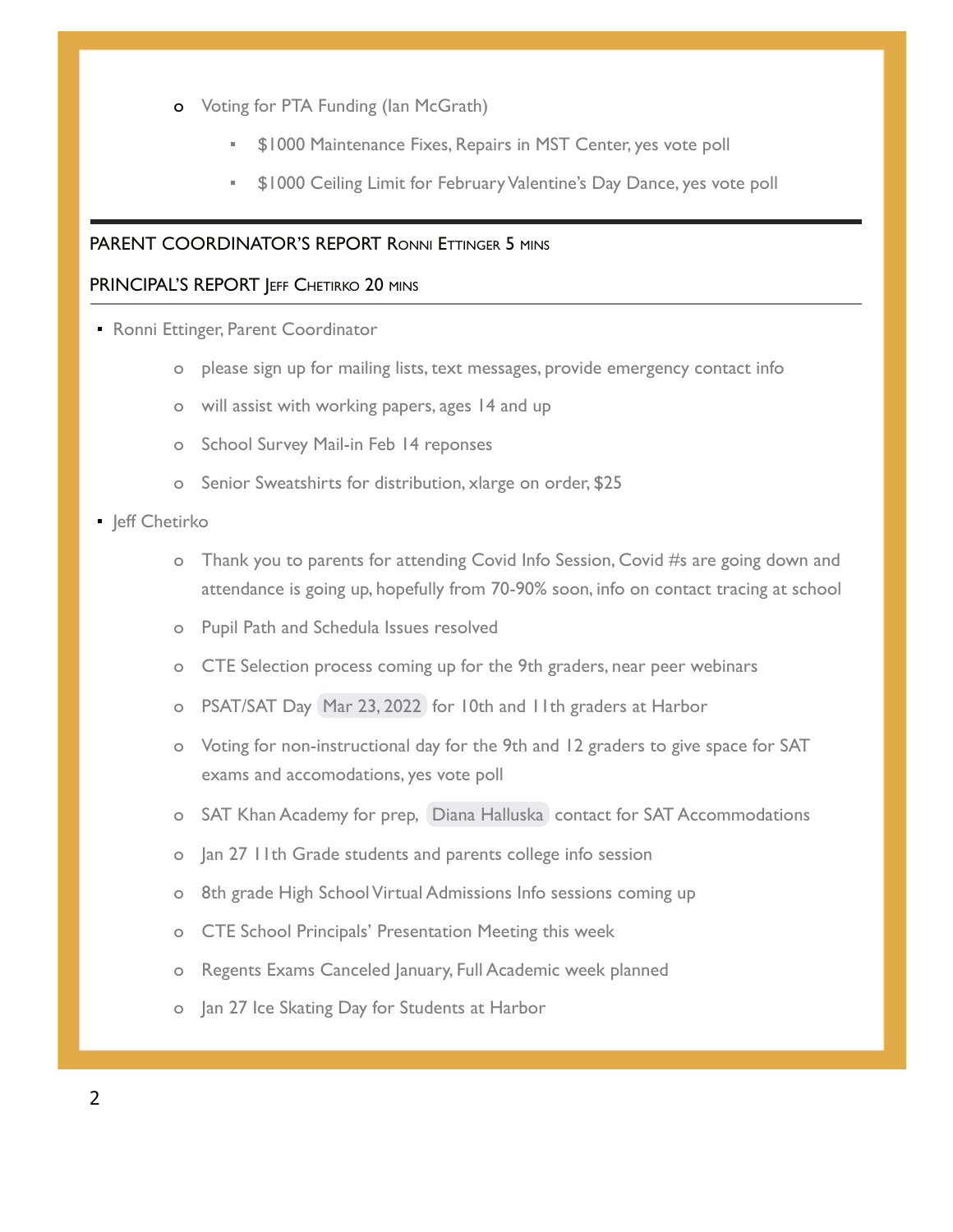- Voting for PTA Funding (Ian McGrath)
    - $1000 Maintenance Fixes, Repairs in MST Center, yes vote poll
    - $1000 Ceiling Limit for February Valentine's Day Dance, yes vote poll

---

## PARENT COORDINATOR'S REPORT Ronni Ettinger 5 mins

## PRINCIPAL'S REPORT Jeff Chetirko 20 mins

- Ronni Ettinger, Parent Coordinator
    - please sign up for mailing lists, text messages, provide emergency contact info
    - will assist with working papers, ages 14 and up
    - School Survey Mail-in Feb 14 reponses
    - Senior Sweatshirts for distribution, xlarge on order, $25
- Jeff Chetirko
    - Thank you to parents for attending Covid Info Session, Covid #s are going down and attendance is going up, hopefully from 70-90% soon, info on contact tracing at school
    - Pupil Path and Schedula Issues resolved
    - CTE Selection process coming up for the 9th graders, near peer webinars
    - PSAT/SAT Day Mar 23, 2022 for 10th and 11th graders at Harbor
    - Voting for non-instructional day for the 9th and 12 graders to give space for SAT exams and accomodations, yes vote poll
    - SAT Khan Academy for prep, Diana Halluska contact for SAT Accommodations
    - Jan 27 11th Grade students and parents college info session
    - 8th grade High School Virtual Admissions Info sessions coming up
    - CTE School Principals' Presentation Meeting this week
    - Regents Exams Canceled January, Full Academic week planned
    - Jan 27 Ice Skating Day for Students at Harbor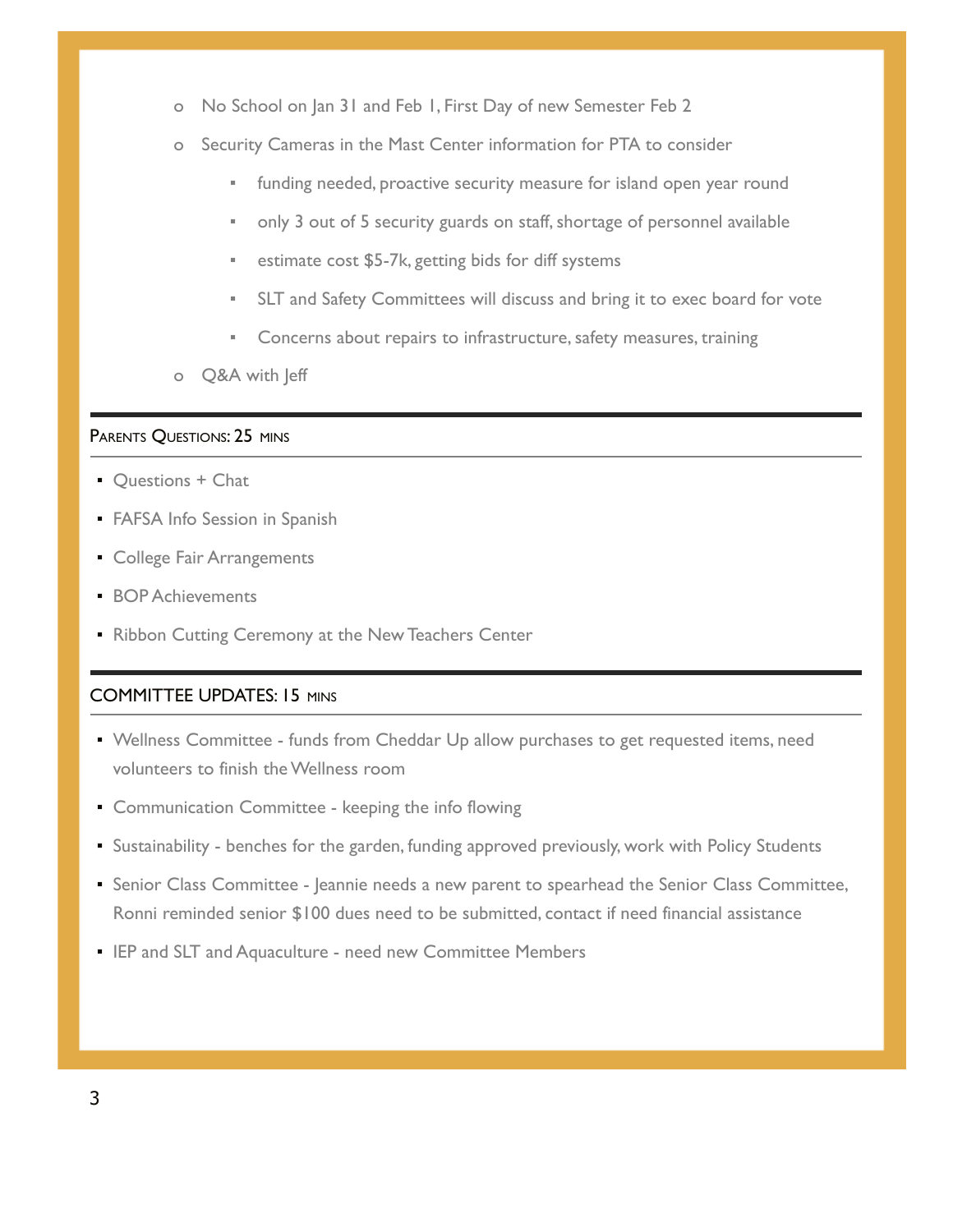- No School on Jan 31 and Feb 1, First Day of new Semester Feb 2
- Security Cameras in the Mast Center information for PTA to consider
    - funding needed, proactive security measure for island open year round
    - only 3 out of 5 security guards on staff, shortage of personnel available
    - estimate cost $5-7k, getting bids for diff systems
    - SLT and Safety Committees will discuss and bring it to exec board for vote
    - Concerns about repairs to infrastructure, safety measures, training
- Q&A with Jeff

---

## Parents Questions: 25 mins

- Questions + Chat
- FAFSA Info Session in Spanish
- College Fair Arrangements
- BOP Achievements
- Ribbon Cutting Ceremony at the New Teachers Center

---

## COMMITTEE UPDATES: 15 mins

- Wellness Committee - funds from Cheddar Up allow purchases to get requested items, need volunteers to finish the Wellness room
- Communication Committee - keeping the info flowing
- Sustainability - benches for the garden, funding approved previously, work with Policy Students
- Senior Class Committee - Jeannie needs a new parent to spearhead the Senior Class Committee, Ronni reminded senior $100 dues need to be submitted, contact if need financial assistance
- IEP and SLT and Aquaculture - need new Committee Members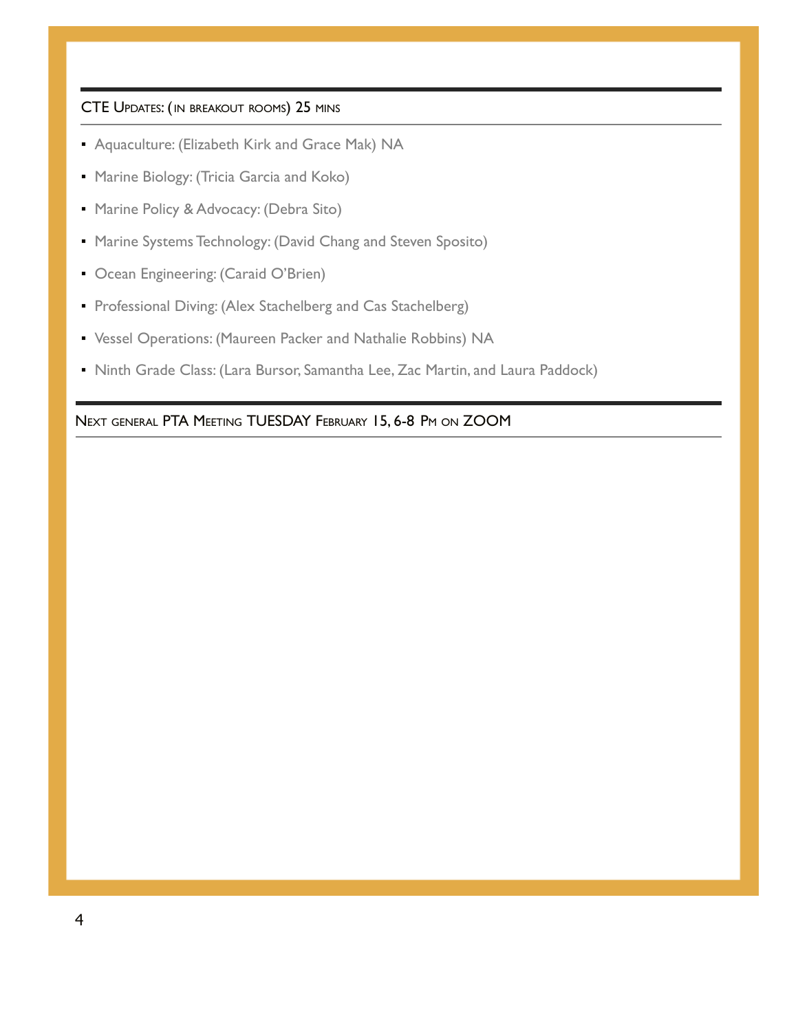## CTE Updates: (in breakout rooms) 25 mins

- Aquaculture: (Elizabeth Kirk and Grace Mak) NA
- Marine Biology: (Tricia Garcia and Koko)
- Marine Policy & Advocacy: (Debra Sito)
- Marine Systems Technology: (David Chang and Steven Sposito)
- Ocean Engineering: (Caraid O'Brien)
- Professional Diving: (Alex Stachelberg and Cas Stachelberg)
- Vessel Operations: (Maureen Packer and Nathalie Robbins) NA
- Ninth Grade Class: (Lara Bursor, Samantha Lee, Zac Martin, and Laura Paddock)

## Next general PTA Meeting TUESDAY February 15, 6-8 Pm on ZOOM